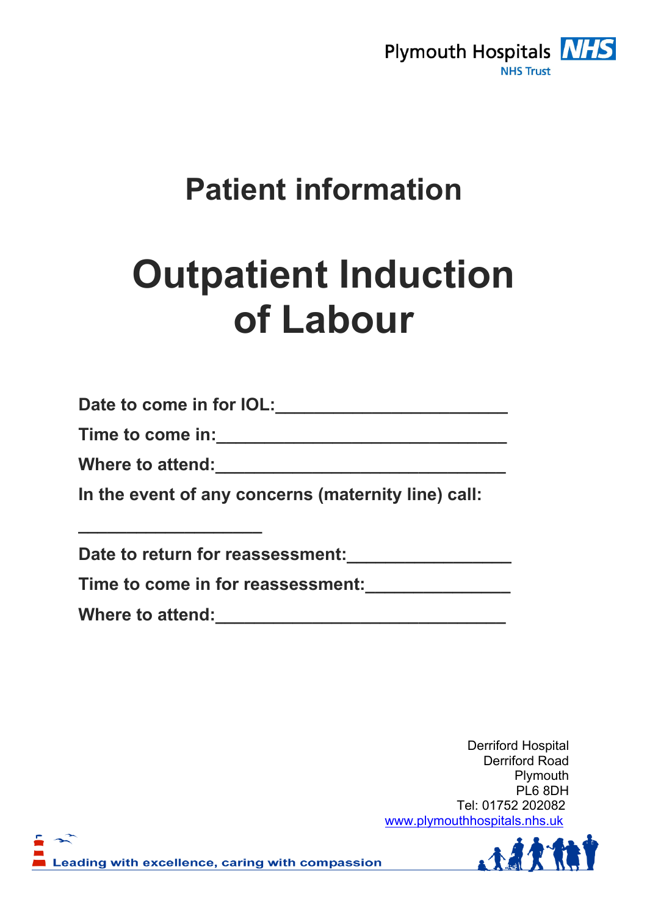Plymouth Hospitals NHS Trust

# Patient information

# Outpatient Induction of Labour

**Date to come in for IOL:________________________**

**Time to come in:______________________________**

**Where to attend:______________________________**

**In the event of any concerns (maternity line) call:**

**___________________**

**Date to return for reassessment:________________**

**Time to come in for reassessment:______________**

**Where to attend:______________________________**

Derriford Hospital
Derriford Road
Plymouth
PL6 8DH
Tel: 01752 202082
www.plymouthhospitals.nhs.uk

Leading with excellence, caring with compassion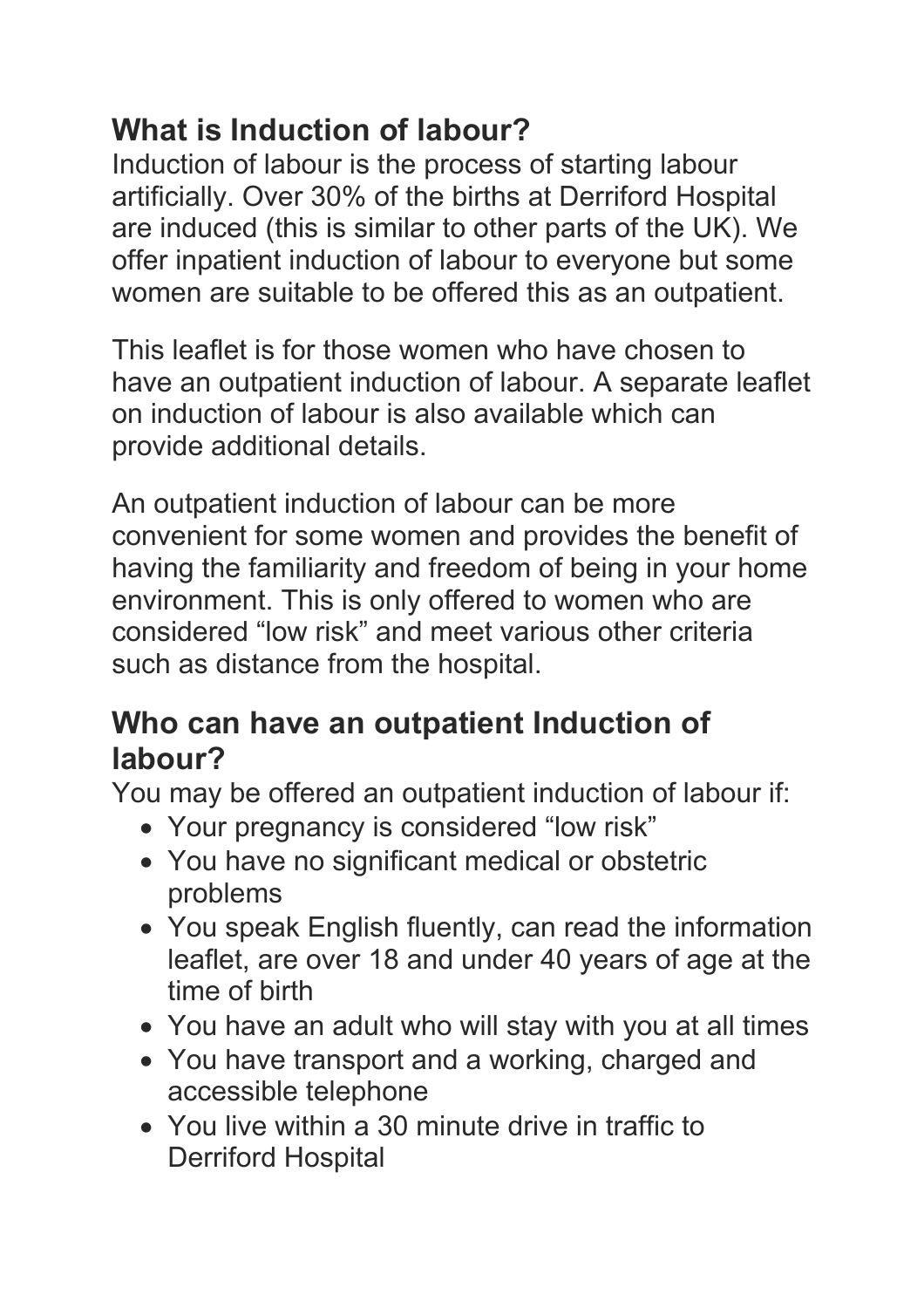## What is Induction of labour?

Induction of labour is the process of starting labour artificially. Over 30% of the births at Derriford Hospital are induced (this is similar to other parts of the UK). We offer inpatient induction of labour to everyone but some women are suitable to be offered this as an outpatient.

This leaflet is for those women who have chosen to have an outpatient induction of labour. A separate leaflet on induction of labour is also available which can provide additional details.

An outpatient induction of labour can be more convenient for some women and provides the benefit of having the familiarity and freedom of being in your home environment. This is only offered to women who are considered "low risk" and meet various other criteria such as distance from the hospital.

## Who can have an outpatient Induction of labour?

You may be offered an outpatient induction of labour if:

- Your pregnancy is considered "low risk"
- You have no significant medical or obstetric problems
- You speak English fluently, can read the information leaflet, are over 18 and under 40 years of age at the time of birth
- You have an adult who will stay with you at all times
- You have transport and a working, charged and accessible telephone
- You live within a 30 minute drive in traffic to Derriford Hospital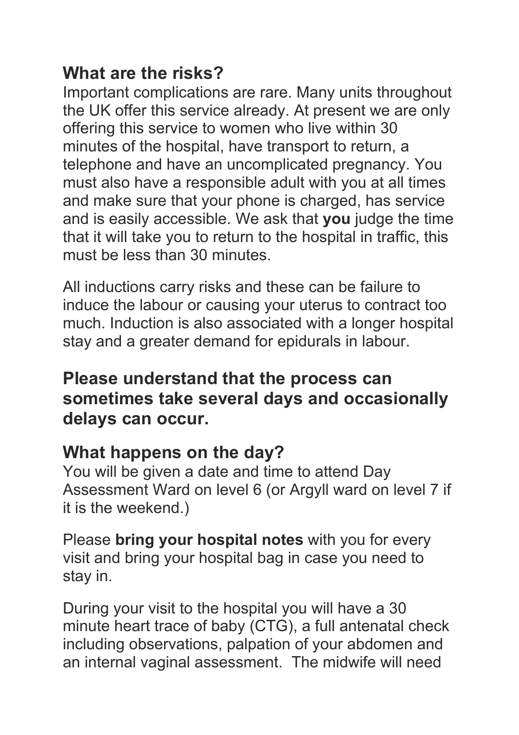## What are the risks?

Important complications are rare. Many units throughout the UK offer this service already. At present we are only offering this service to women who live within 30 minutes of the hospital, have transport to return, a telephone and have an uncomplicated pregnancy. You must also have a responsible adult with you at all times and make sure that your phone is charged, has service and is easily accessible. We ask that **you** judge the time that it will take you to return to the hospital in traffic, this must be less than 30 minutes.

All inductions carry risks and these can be failure to induce the labour or causing your uterus to contract too much. Induction is also associated with a longer hospital stay and a greater demand for epidurals in labour.

## Please understand that the process can sometimes take several days and occasionally delays can occur.

## What happens on the day?

You will be given a date and time to attend Day Assessment Ward on level 6 (or Argyll ward on level 7 if it is the weekend.)

Please **bring your hospital notes** with you for every visit and bring your hospital bag in case you need to stay in.

During your visit to the hospital you will have a 30 minute heart trace of baby (CTG), a full antenatal check including observations, palpation of your abdomen and an internal vaginal assessment. The midwife will need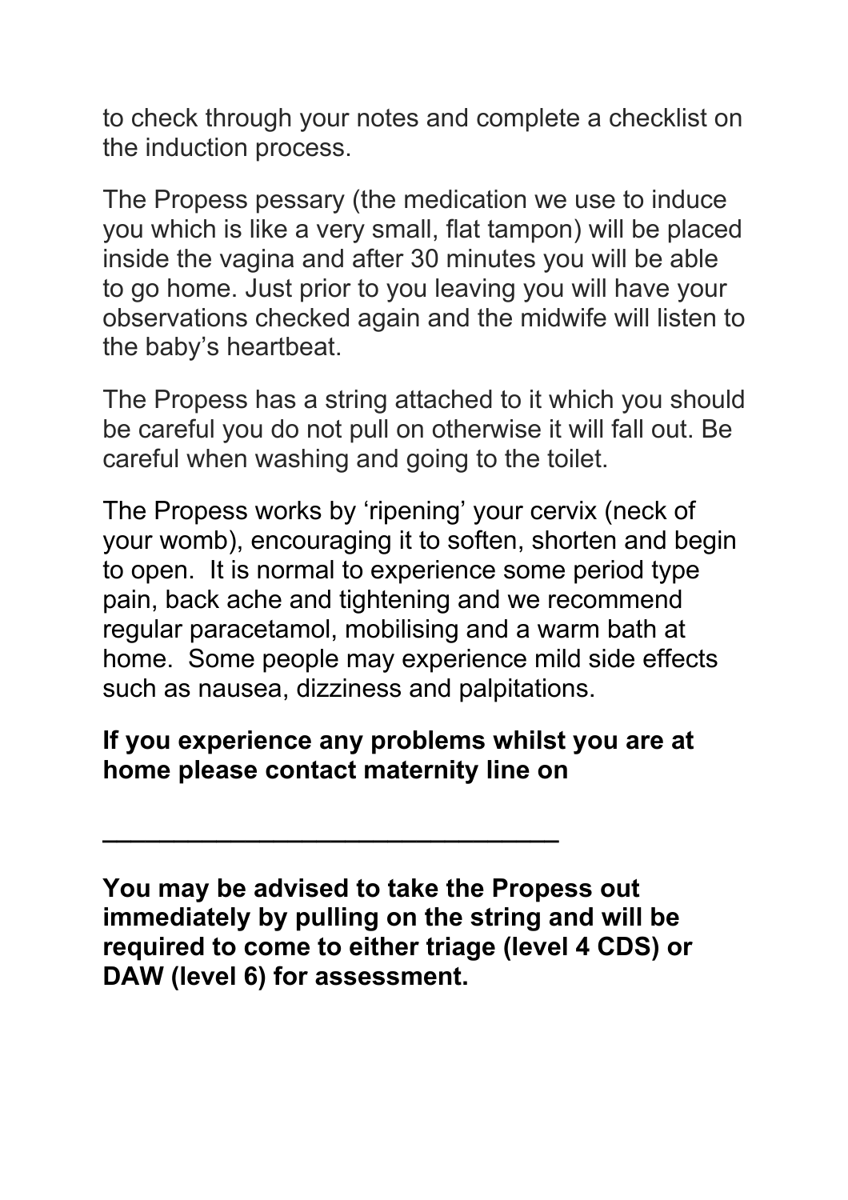to check through your notes and complete a checklist on the induction process.

The Propess pessary (the medication we use to induce you which is like a very small, flat tampon) will be placed inside the vagina and after 30 minutes you will be able to go home. Just prior to you leaving you will have your observations checked again and the midwife will listen to the baby's heartbeat.

The Propess has a string attached to it which you should be careful you do not pull on otherwise it will fall out. Be careful when washing and going to the toilet.

The Propess works by 'ripening' your cervix (neck of your womb), encouraging it to soften, shorten and begin to open. It is normal to experience some period type pain, back ache and tightening and we recommend regular paracetamol, mobilising and a warm bath at home. Some people may experience mild side effects such as nausea, dizziness and palpitations.

**If you experience any problems whilst you are at home please contact maternity line on**

**________________________________**

**You may be advised to take the Propess out immediately by pulling on the string and will be required to come to either triage (level 4 CDS) or DAW (level 6) for assessment.**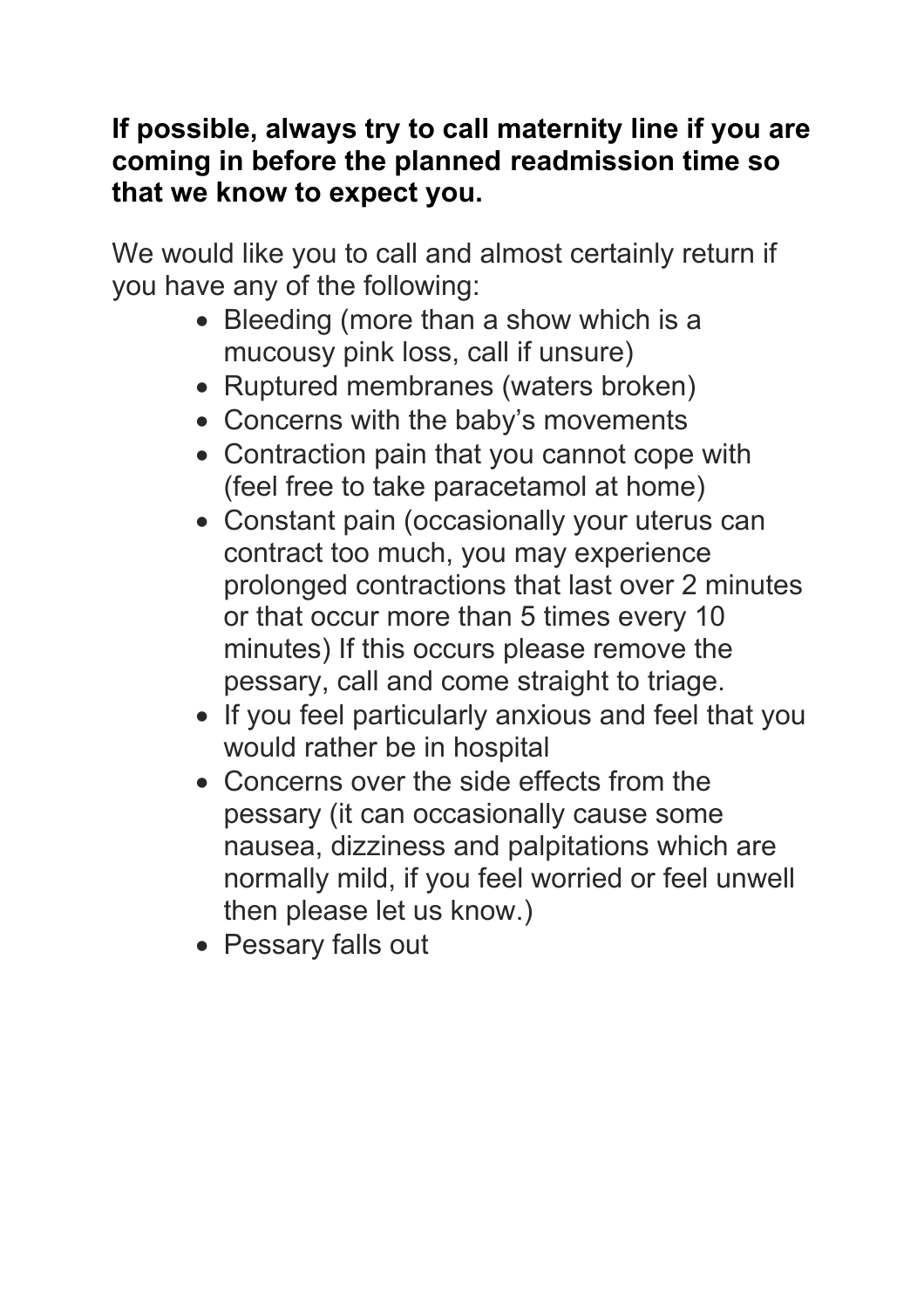**If possible, always try to call maternity line if you are coming in before the planned readmission time so that we know to expect you.**

We would like you to call and almost certainly return if you have any of the following:

- Bleeding (more than a show which is a mucoussy pink loss, call if unsure)
- Ruptured membranes (waters broken)
- Concerns with the baby's movements
- Contraction pain that you cannot cope with (feel free to take paracetamol at home)
- Constant pain (occasionally your uterus can contract too much, you may experience prolonged contractions that last over 2 minutes or that occur more than 5 times every 10 minutes) If this occurs please remove the pessary, call and come straight to triage.
- If you feel particularly anxious and feel that you would rather be in hospital
- Concerns over the side effects from the pessary (it can occasionally cause some nausea, dizziness and palpitations which are normally mild, if you feel worried or feel unwell then please let us know.)
- Pessary falls out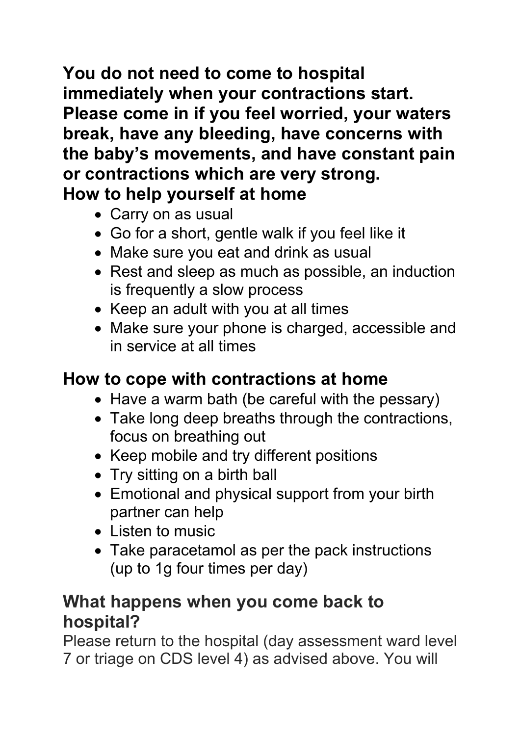**You do not need to come to hospital immediately when your contractions start. Please come in if you feel worried, your waters break, have any bleeding, have concerns with the baby's movements, and have constant pain or contractions which are very strong.**

## How to help yourself at home

- Carry on as usual
- Go for a short, gentle walk if you feel like it
- Make sure you eat and drink as usual
- Rest and sleep as much as possible, an induction is frequently a slow process
- Keep an adult with you at all times
- Make sure your phone is charged, accessible and in service at all times

## How to cope with contractions at home

- Have a warm bath (be careful with the pessary)
- Take long deep breaths through the contractions, focus on breathing out
- Keep mobile and try different positions
- Try sitting on a birth ball
- Emotional and physical support from your birth partner can help
- Listen to music
- Take paracetamol as per the pack instructions (up to 1g four times per day)

## What happens when you come back to hospital?

Please return to the hospital (day assessment ward level 7 or triage on CDS level 4) as advised above. You will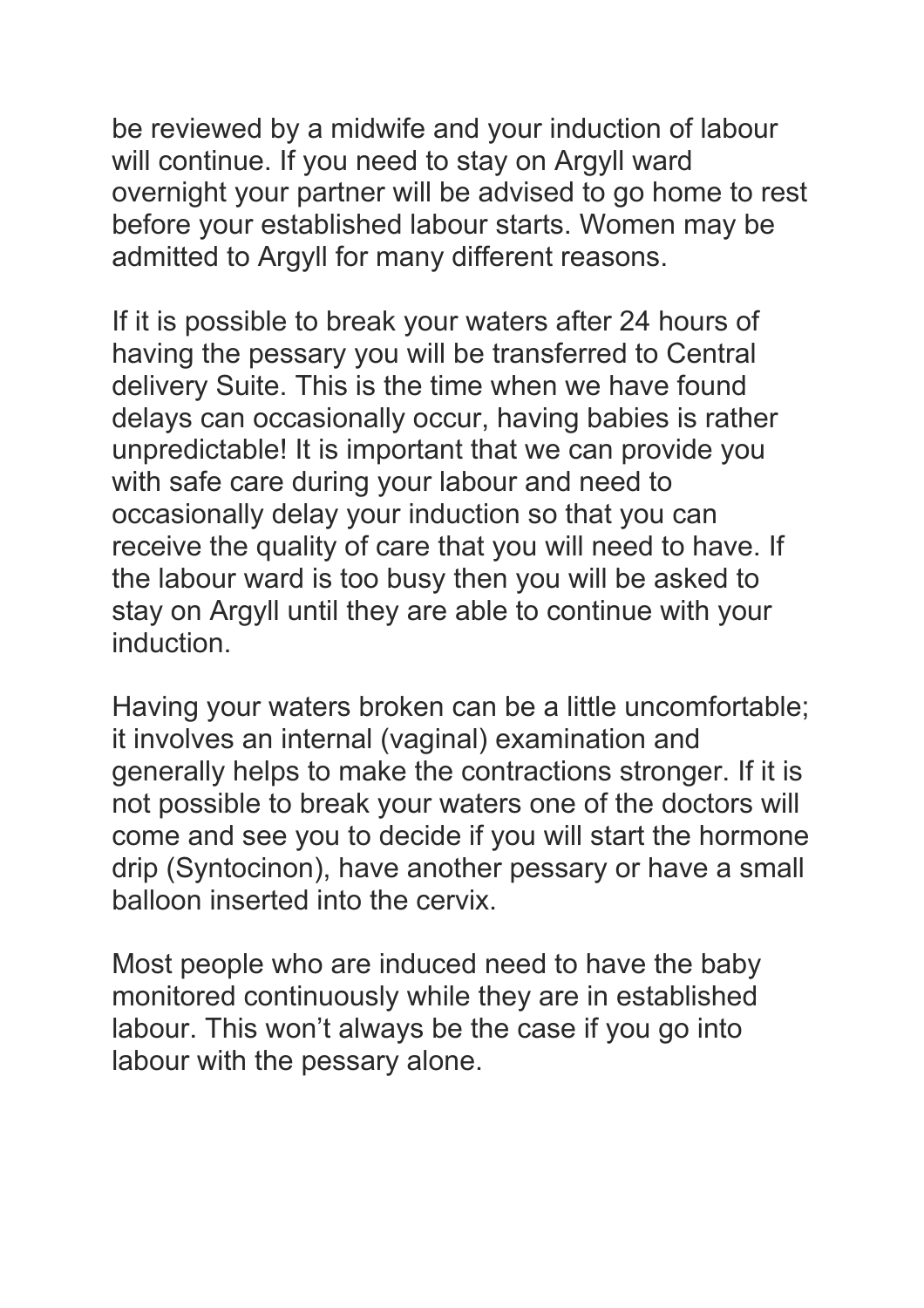be reviewed by a midwife and your induction of labour will continue. If you need to stay on Argyll ward overnight your partner will be advised to go home to rest before your established labour starts. Women may be admitted to Argyll for many different reasons.

If it is possible to break your waters after 24 hours of having the pessary you will be transferred to Central delivery Suite. This is the time when we have found delays can occasionally occur, having babies is rather unpredictable! It is important that we can provide you with safe care during your labour and need to occasionally delay your induction so that you can receive the quality of care that you will need to have. If the labour ward is too busy then you will be asked to stay on Argyll until they are able to continue with your induction.

Having your waters broken can be a little uncomfortable; it involves an internal (vaginal) examination and generally helps to make the contractions stronger. If it is not possible to break your waters one of the doctors will come and see you to decide if you will start the hormone drip (Syntocinon), have another pessary or have a small balloon inserted into the cervix.

Most people who are induced need to have the baby monitored continuously while they are in established labour. This won't always be the case if you go into labour with the pessary alone.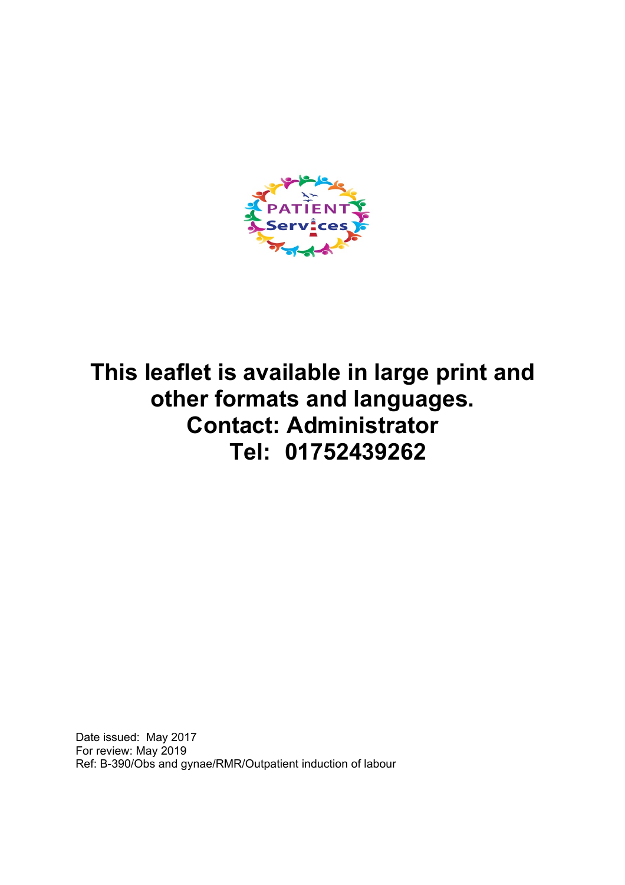**This leaflet is available in large print and other formats and languages.**
**Contact: Administrator**
**Tel: 01752439262**

Date issued: May 2017
For review: May 2019
Ref: B-390/Obs and gynae/RMR/Outpatient induction of labour